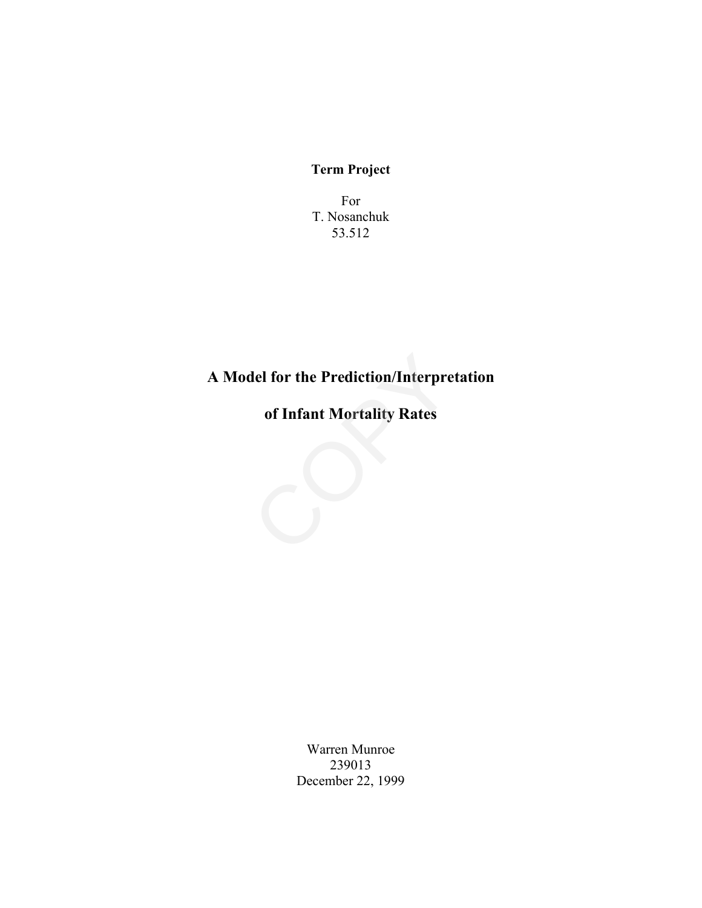**Term Project**

For
T. Nosanchuk
53.512

# A Model for the Prediction/Interpretation of Infant Mortality Rates

Warren Munroe
239013
December 22, 1999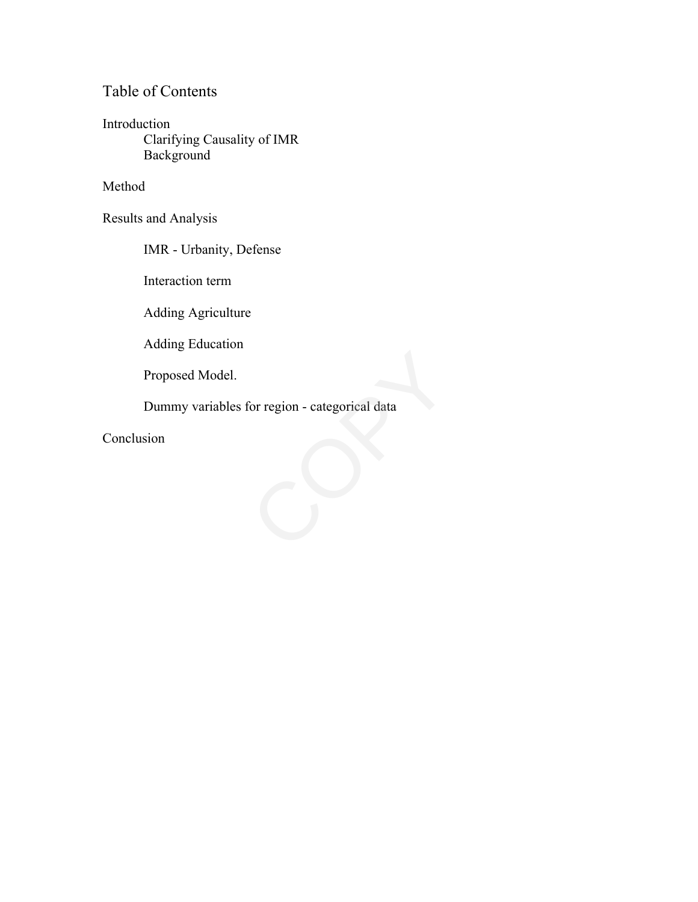# Table of Contents

Introduction
- Clarifying Causality of IMR
- Background

Method

Results and Analysis

- IMR - Urbanity, Defense
- Interaction term
- Adding Agriculture
- Adding Education
- Proposed Model.
- Dummy variables for region - categorical data

Conclusion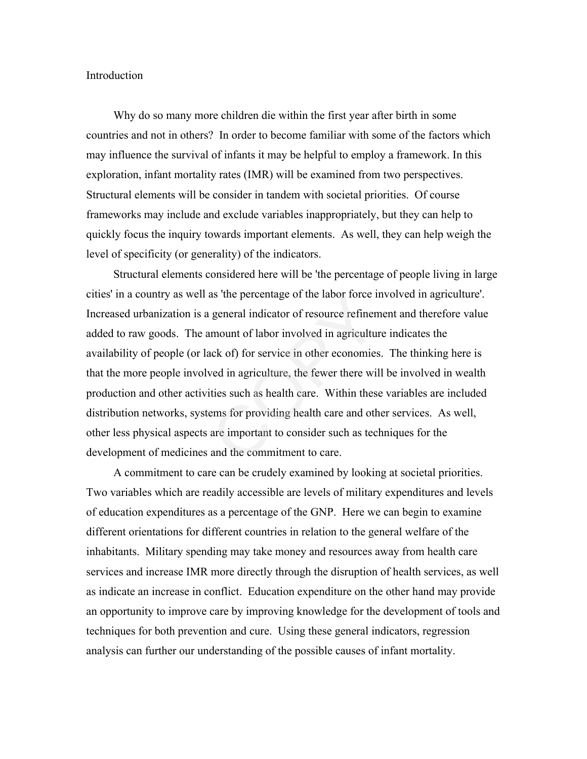## Introduction

Why do so many more children die within the first year after birth in some countries and not in others? In order to become familiar with some of the factors which may influence the survival of infants it may be helpful to employ a framework. In this exploration, infant mortality rates (IMR) will be examined from two perspectives. Structural elements will be consider in tandem with societal priorities. Of course frameworks may include and exclude variables inappropriately, but they can help to quickly focus the inquiry towards important elements. As well, they can help weigh the level of specificity (or generality) of the indicators.

Structural elements considered here will be 'the percentage of people living in large cities' in a country as well as 'the percentage of the labor force involved in agriculture'. Increased urbanization is a general indicator of resource refinement and therefore value added to raw goods. The amount of labor involved in agriculture indicates the availability of people (or lack of) for service in other economies. The thinking here is that the more people involved in agriculture, the fewer there will be involved in wealth production and other activities such as health care. Within these variables are included distribution networks, systems for providing health care and other services. As well, other less physical aspects are important to consider such as techniques for the development of medicines and the commitment to care.

A commitment to care can be crudely examined by looking at societal priorities. Two variables which are readily accessible are levels of military expenditures and levels of education expenditures as a percentage of the GNP. Here we can begin to examine different orientations for different countries in relation to the general welfare of the inhabitants. Military spending may take money and resources away from health care services and increase IMR more directly through the disruption of health services, as well as indicate an increase in conflict. Education expenditure on the other hand may provide an opportunity to improve care by improving knowledge for the development of tools and techniques for both prevention and cure. Using these general indicators, regression analysis can further our understanding of the possible causes of infant mortality.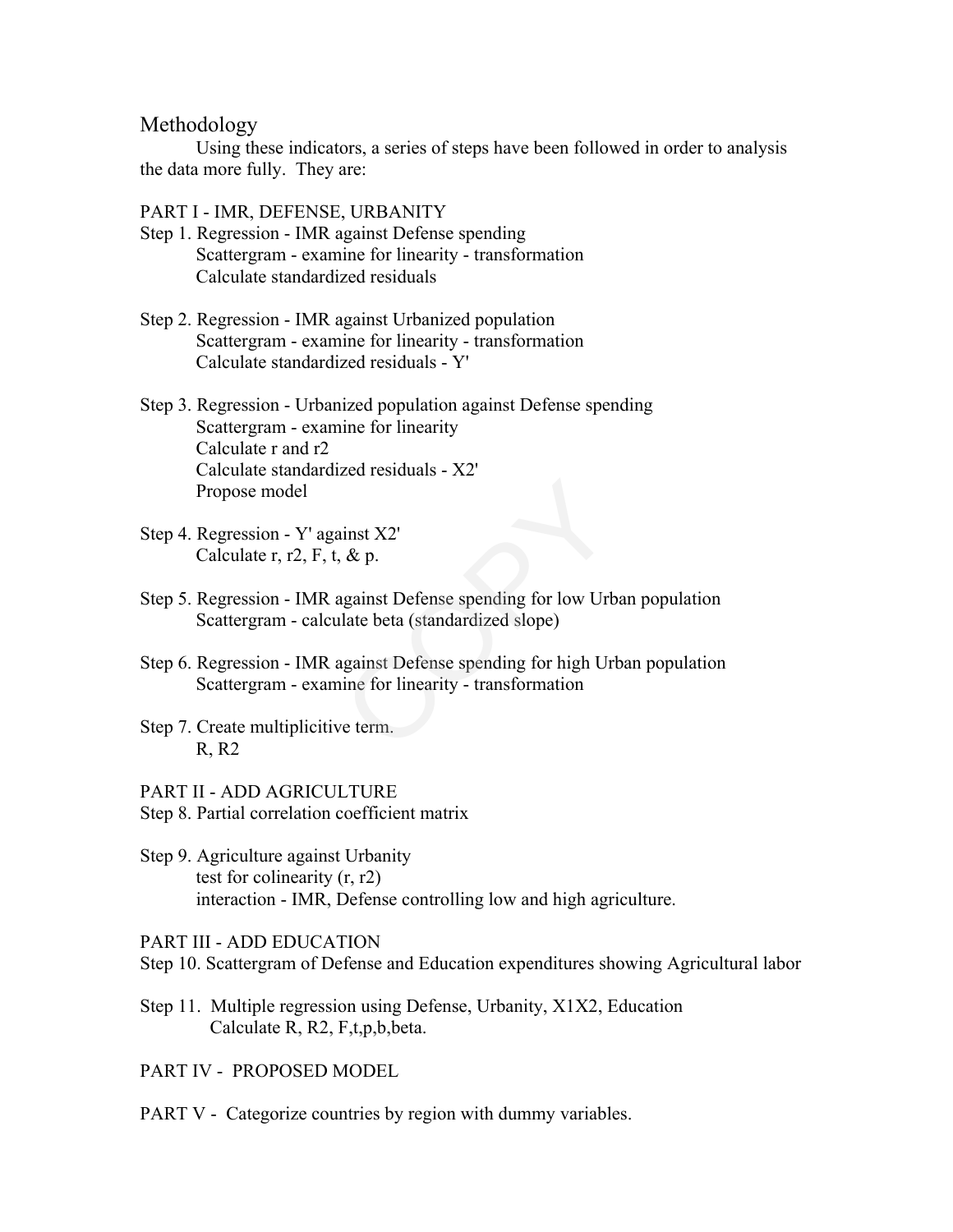## Methodology

Using these indicators, a series of steps have been followed in order to analysis the data more fully. They are:

PART I - IMR, DEFENSE, URBANITY

Step 1. Regression - IMR against Defense spending
Scattergram - examine for linearity - transformation
Calculate standardized residuals

Step 2. Regression - IMR against Urbanized population
Scattergram - examine for linearity - transformation
Calculate standardized residuals - Y'

Step 3. Regression - Urbanized population against Defense spending
Scattergram - examine for linearity
Calculate r and r2
Calculate standardized residuals - X2'
Propose model

Step 4. Regression - Y' against X2'
Calculate r, r2, F, t, & p.

Step 5. Regression - IMR against Defense spending for low Urban population
Scattergram - calculate beta (standardized slope)

Step 6. Regression - IMR against Defense spending for high Urban population
Scattergram - examine for linearity - transformation

Step 7. Create multiplicitive term.
R, R2

PART II - ADD AGRICULTURE

Step 8. Partial correlation coefficient matrix

Step 9. Agriculture against Urbanity
test for colinearity (r, r2)
interaction - IMR, Defense controlling low and high agriculture.

PART III - ADD EDUCATION

Step 10. Scattergram of Defense and Education expenditures showing Agricultural labor

Step 11. Multiple regression using Defense, Urbanity, X1X2, Education
Calculate R, R2, F,t,p,b,beta.

PART IV - PROPOSED MODEL

PART V - Categorize countries by region with dummy variables.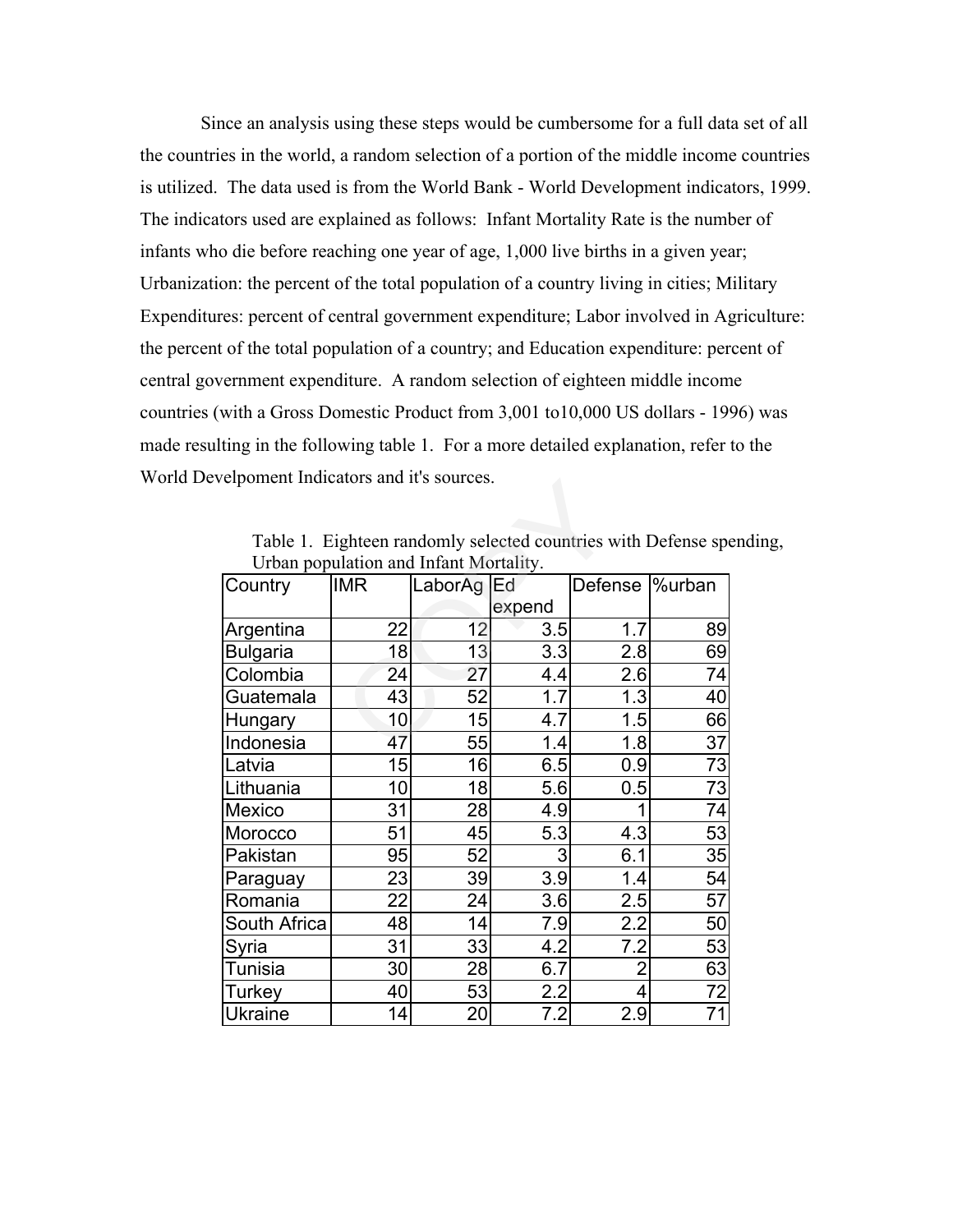Since an analysis using these steps would be cumbersome for a full data set of all the countries in the world, a random selection of a portion of the middle income countries is utilized. The data used is from the World Bank - World Development indicators, 1999. The indicators used are explained as follows: Infant Mortality Rate is the number of infants who die before reaching one year of age, 1,000 live births in a given year; Urbanization: the percent of the total population of a country living in cities; Military Expenditures: percent of central government expenditure; Labor involved in Agriculture: the percent of the total population of a country; and Education expenditure: percent of central government expenditure. A random selection of eighteen middle income countries (with a Gross Domestic Product from 3,001 to10,000 US dollars - 1996) was made resulting in the following table 1. For a more detailed explanation, refer to the World Develpoment Indicators and it's sources.

Table 1. Eighteen randomly selected countries with Defense spending, Urban population and Infant Mortality.

| Country | IMR | LaborAg | Ed expend | Defense | %urban |
|---|---|---|---|---|---|
| Argentina | 22 | 12 | 3.5 | 1.7 | 89 |
| Bulgaria | 18 | 13 | 3.3 | 2.8 | 69 |
| Colombia | 24 | 27 | 4.4 | 2.6 | 74 |
| Guatemala | 43 | 52 | 1.7 | 1.3 | 40 |
| Hungary | 10 | 15 | 4.7 | 1.5 | 66 |
| Indonesia | 47 | 55 | 1.4 | 1.8 | 37 |
| Latvia | 15 | 16 | 6.5 | 0.9 | 73 |
| Lithuania | 10 | 18 | 5.6 | 0.5 | 73 |
| Mexico | 31 | 28 | 4.9 | 1 | 74 |
| Morocco | 51 | 45 | 5.3 | 4.3 | 53 |
| Pakistan | 95 | 52 | 3 | 6.1 | 35 |
| Paraguay | 23 | 39 | 3.9 | 1.4 | 54 |
| Romania | 22 | 24 | 3.6 | 2.5 | 57 |
| South Africa | 48 | 14 | 7.9 | 2.2 | 50 |
| Syria | 31 | 33 | 4.2 | 7.2 | 53 |
| Tunisia | 30 | 28 | 6.7 | 2 | 63 |
| Turkey | 40 | 53 | 2.2 | 4 | 72 |
| Ukraine | 14 | 20 | 7.2 | 2.9 | 71 |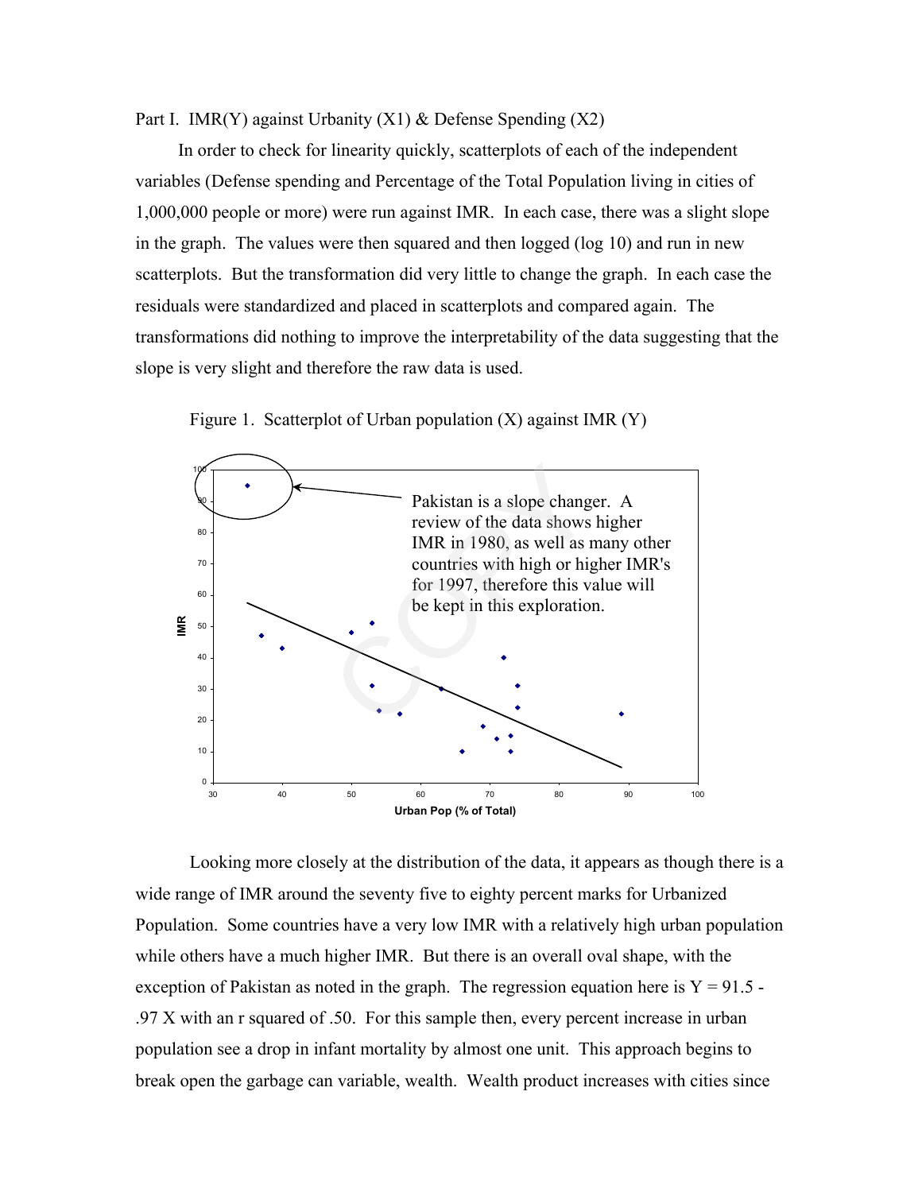Part I. IMR(Y) against Urbanity (X1) & Defense Spending (X2)

In order to check for linearity quickly, scatterplots of each of the independent variables (Defense spending and Percentage of the Total Population living in cities of 1,000,000 people or more) were run against IMR. In each case, there was a slight slope in the graph. The values were then squared and then logged (log 10) and run in new scatterplots. But the transformation did very little to change the graph. In each case the residuals were standardized and placed in scatterplots and compared again. The transformations did nothing to improve the interpretability of the data suggesting that the slope is very slight and therefore the raw data is used.

Figure 1. Scatterplot of Urban population (X) against IMR (Y)

Pakistan is a slope changer. A review of the data shows higher IMR in 1980, as well as many other countries with high or higher IMR's for 1997, therefore this value will be kept in this exploration.

Looking more closely at the distribution of the data, it appears as though there is a wide range of IMR around the seventy five to eighty percent marks for Urbanized Population. Some countries have a very low IMR with a relatively high urban population while others have a much higher IMR. But there is an overall oval shape, with the exception of Pakistan as noted in the graph. The regression equation here is $Y = 91.5 - .97 X$ with an r squared of .50. For this sample then, every percent increase in urban population see a drop in infant mortality by almost one unit. This approach begins to break open the garbage can variable, wealth. Wealth product increases with cities since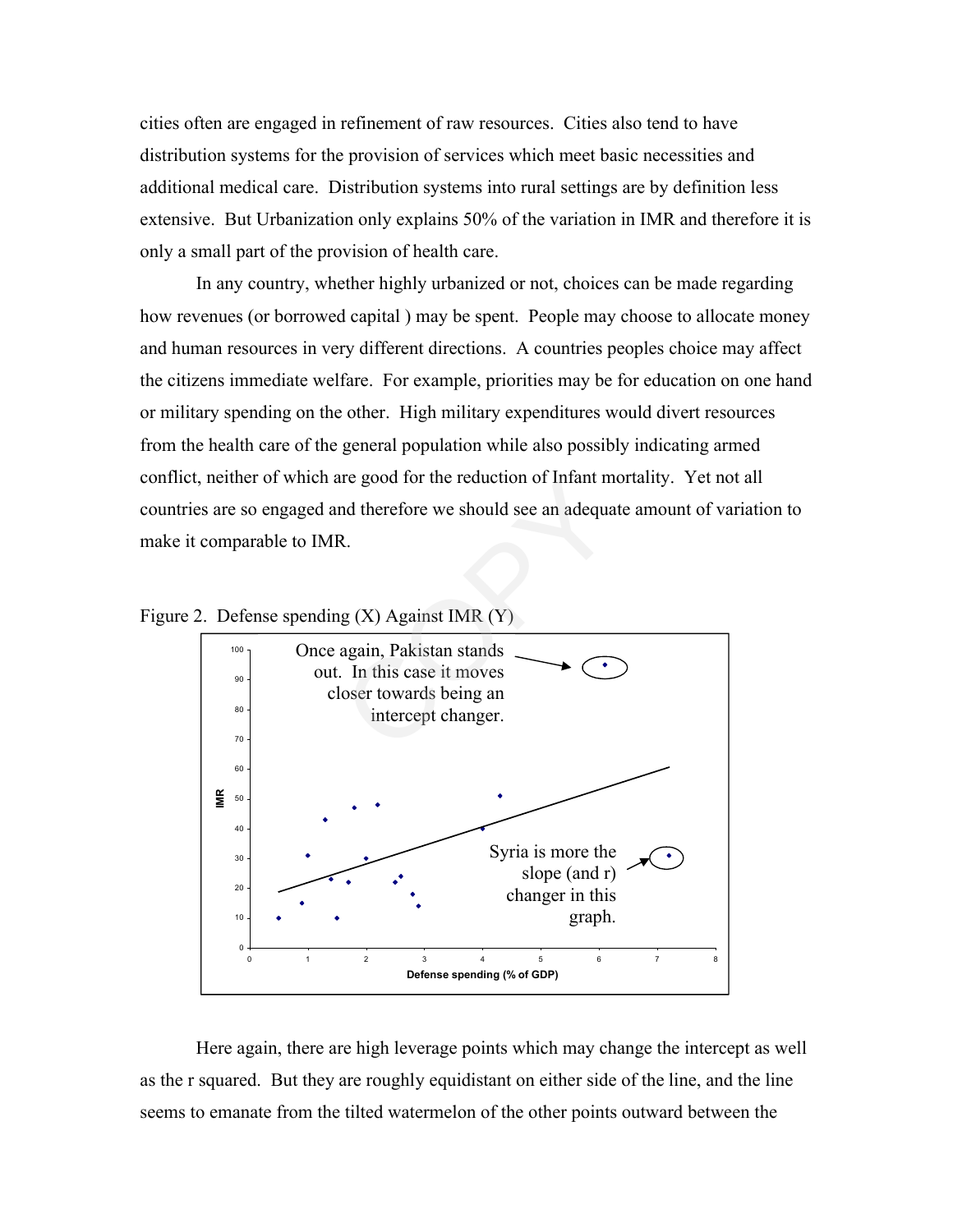cities often are engaged in refinement of raw resources. Cities also tend to have distribution systems for the provision of services which meet basic necessities and additional medical care. Distribution systems into rural settings are by definition less extensive. But Urbanization only explains 50% of the variation in IMR and therefore it is only a small part of the provision of health care.

In any country, whether highly urbanized or not, choices can be made regarding how revenues (or borrowed capital ) may be spent. People may choose to allocate money and human resources in very different directions. A countries peoples choice may affect the citizens immediate welfare. For example, priorities may be for education on one hand or military spending on the other. High military expenditures would divert resources from the health care of the general population while also possibly indicating armed conflict, neither of which are good for the reduction of Infant mortality. Yet not all countries are so engaged and therefore we should see an adequate amount of variation to make it comparable to IMR.

Figure 2. Defense spending (X) Against IMR (Y)

Once again, Pakistan stands out. In this case it moves closer towards being an intercept changer.

Syria is more the slope (and r) changer in this graph.

Here again, there are high leverage points which may change the intercept as well as the r squared. But they are roughly equidistant on either side of the line, and the line seems to emanate from the tilted watermelon of the other points outward between the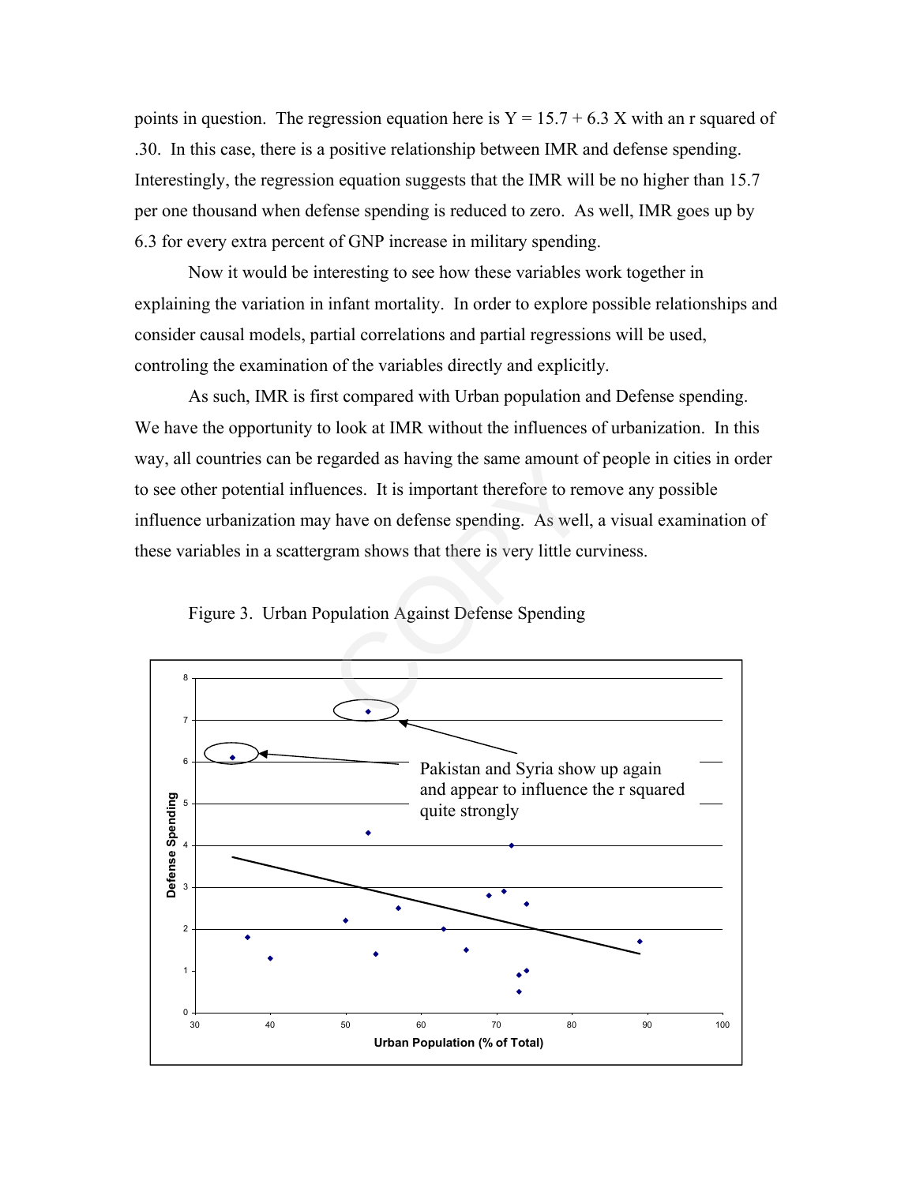points in question. The regression equation here is Y = 15.7 + 6.3 X with an r squared of .30. In this case, there is a positive relationship between IMR and defense spending. Interestingly, the regression equation suggests that the IMR will be no higher than 15.7 per one thousand when defense spending is reduced to zero. As well, IMR goes up by 6.3 for every extra percent of GNP increase in military spending.

Now it would be interesting to see how these variables work together in explaining the variation in infant mortality. In order to explore possible relationships and consider causal models, partial correlations and partial regressions will be used, controling the examination of the variables directly and explicitly.

As such, IMR is first compared with Urban population and Defense spending. We have the opportunity to look at IMR without the influences of urbanization. In this way, all countries can be regarded as having the same amount of people in cities in order to see other potential influences. It is important therefore to remove any possible influence urbanization may have on defense spending. As well, a visual examination of these variables in a scattergram shows that there is very little curviness.

Figure 3. Urban Population Against Defense Spending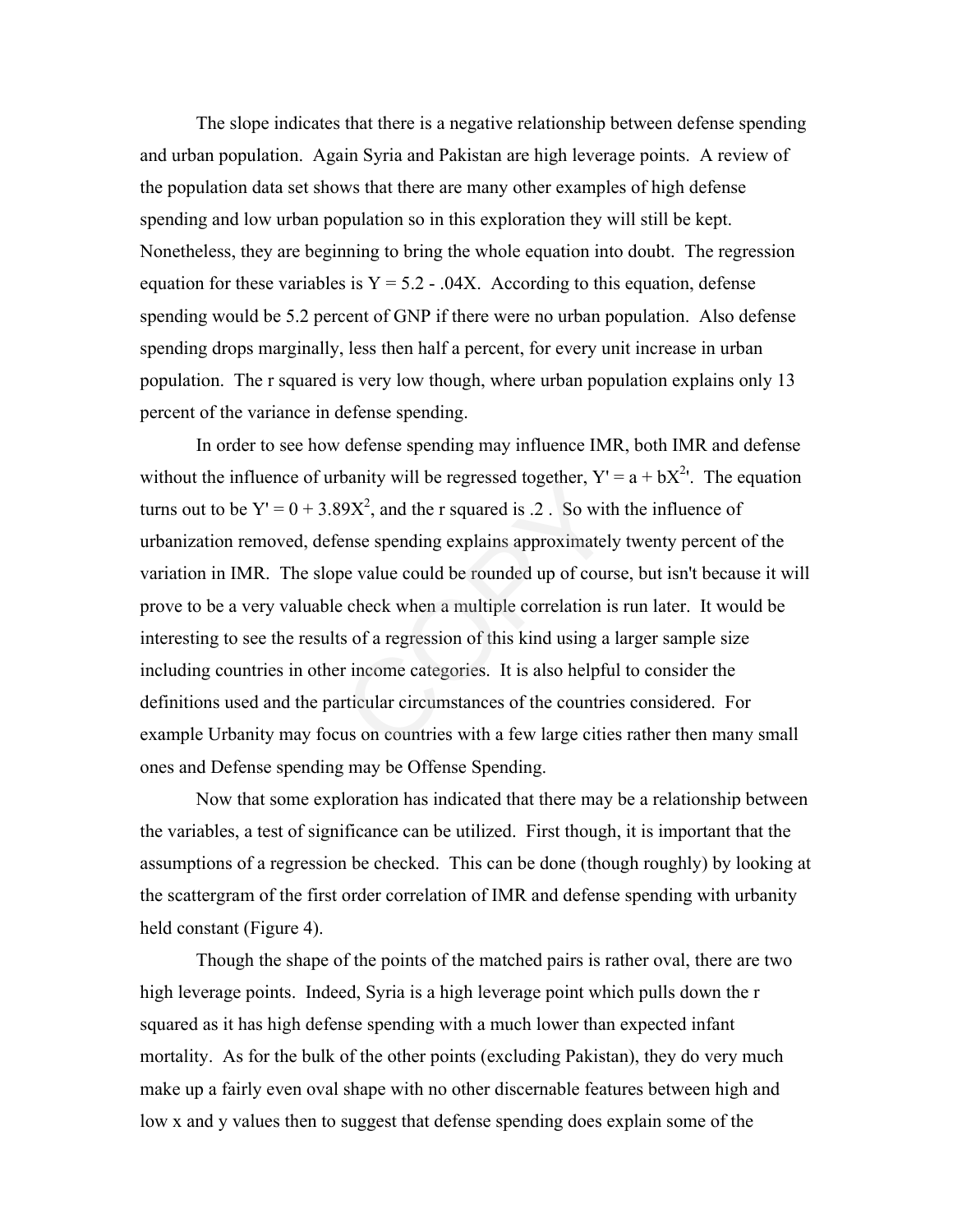The slope indicates that there is a negative relationship between defense spending and urban population. Again Syria and Pakistan are high leverage points. A review of the population data set shows that there are many other examples of high defense spending and low urban population so in this exploration they will still be kept. Nonetheless, they are beginning to bring the whole equation into doubt. The regression equation for these variables is $Y = 5.2 - .04X$. According to this equation, defense spending would be 5.2 percent of GNP if there were no urban population. Also defense spending drops marginally, less then half a percent, for every unit increase in urban population. The r squared is very low though, where urban population explains only 13 percent of the variance in defense spending.

In order to see how defense spending may influence IMR, both IMR and defense without the influence of urbanity will be regressed together, $Y' = a + bX^{2'}$. The equation turns out to be $Y' = 0 + 3.89X^2$, and the r squared is .2 . So with the influence of urbanization removed, defense spending explains approximately twenty percent of the variation in IMR. The slope value could be rounded up of course, but isn't because it will prove to be a very valuable check when a multiple correlation is run later. It would be interesting to see the results of a regression of this kind using a larger sample size including countries in other income categories. It is also helpful to consider the definitions used and the particular circumstances of the countries considered. For example Urbanity may focus on countries with a few large cities rather then many small ones and Defense spending may be Offense Spending.

Now that some exploration has indicated that there may be a relationship between the variables, a test of significance can be utilized. First though, it is important that the assumptions of a regression be checked. This can be done (though roughly) by looking at the scattergram of the first order correlation of IMR and defense spending with urbanity held constant (Figure 4).

Though the shape of the points of the matched pairs is rather oval, there are two high leverage points. Indeed, Syria is a high leverage point which pulls down the r squared as it has high defense spending with a much lower than expected infant mortality. As for the bulk of the other points (excluding Pakistan), they do very much make up a fairly even oval shape with no other discernable features between high and low x and y values then to suggest that defense spending does explain some of the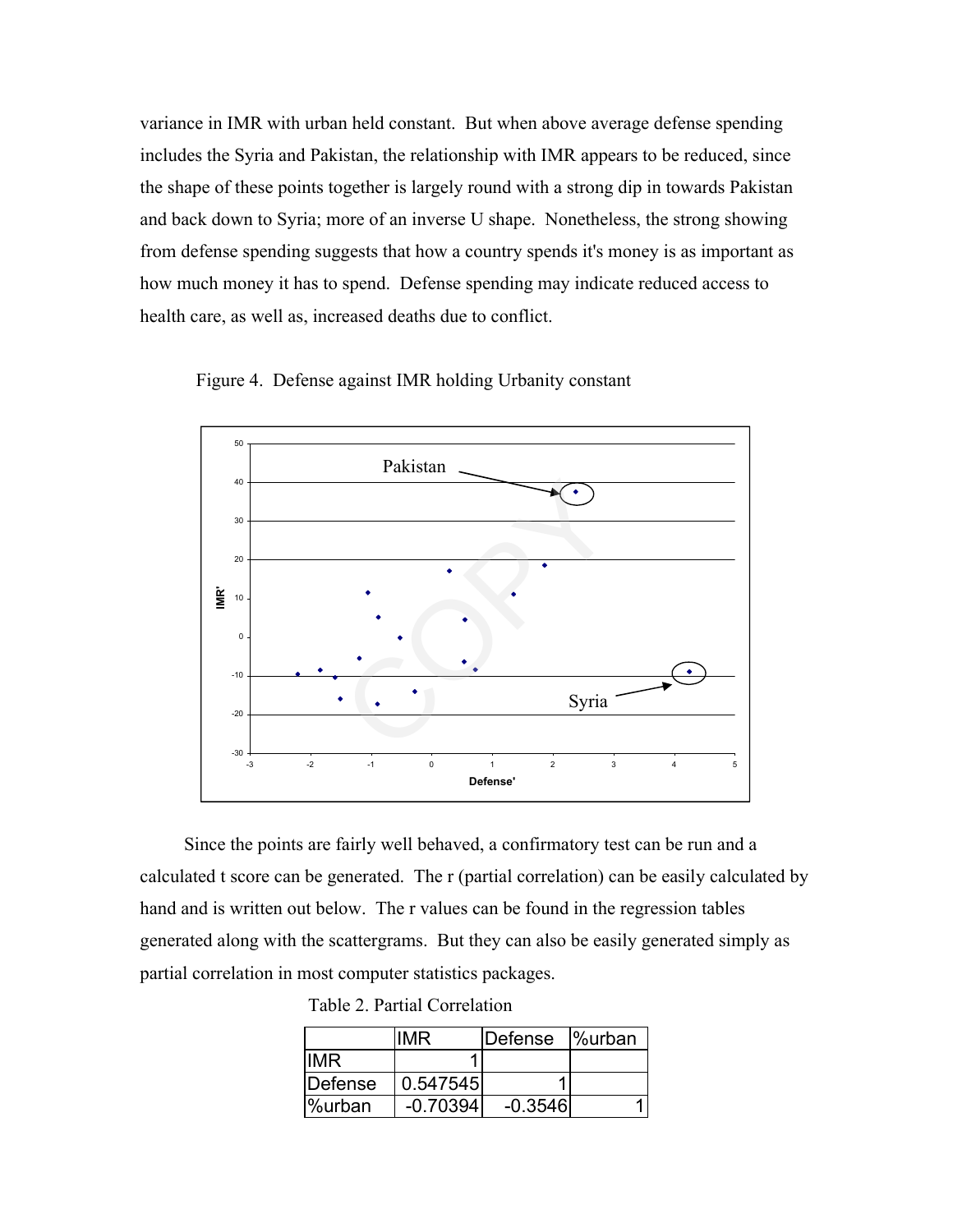variance in IMR with urban held constant. But when above average defense spending includes the Syria and Pakistan, the relationship with IMR appears to be reduced, since the shape of these points together is largely round with a strong dip in towards Pakistan and back down to Syria; more of an inverse U shape. Nonetheless, the strong showing from defense spending suggests that how a country spends it's money is as important as how much money it has to spend. Defense spending may indicate reduced access to health care, as well as, increased deaths due to conflict.

Figure 4. Defense against IMR holding Urbanity constant

Since the points are fairly well behaved, a confirmatory test can be run and a calculated t score can be generated. The r (partial correlation) can be easily calculated by hand and is written out below. The r values can be found in the regression tables generated along with the scattergrams. But they can also be easily generated simply as partial correlation in most computer statistics packages.

Table 2. Partial Correlation

| | IMR | Defense | %urban |
|---|---|---|---|
| IMR | 1 | | |
| Defense | 0.547545 | 1 | |
| %urban | -0.70394 | -0.3546 | 1 |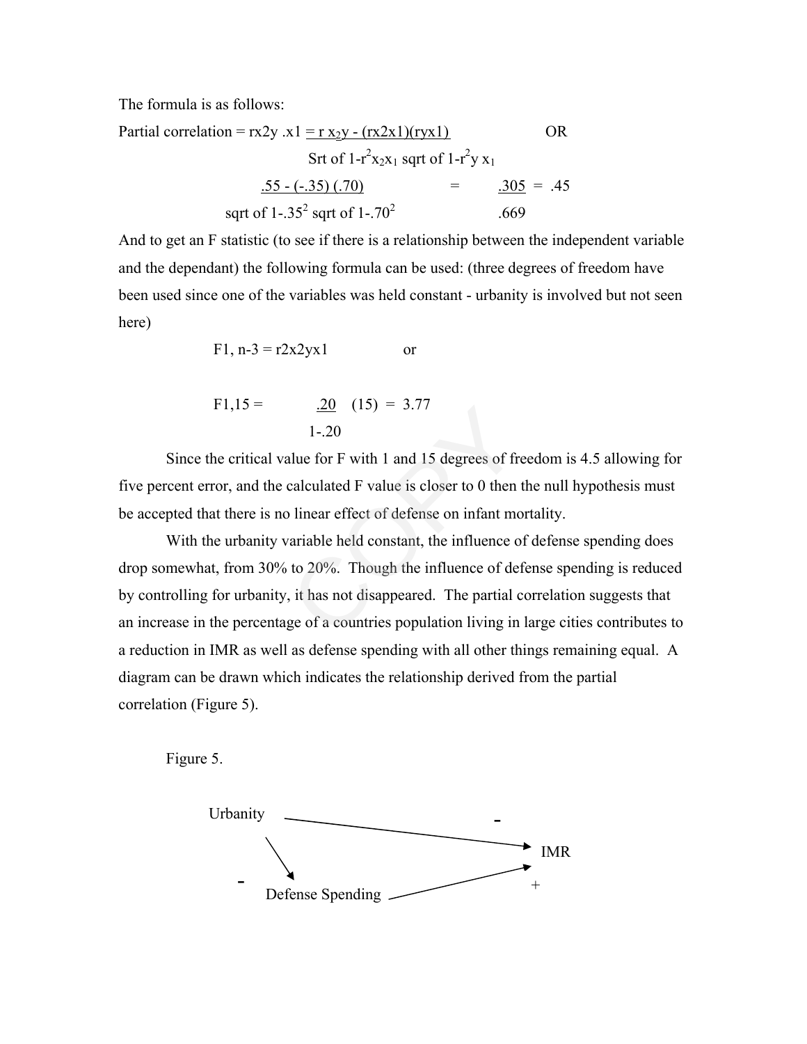The formula is as follows:

Partial correlation = $r_{x2y.x1} = \dfrac{r_{x_2y} - (r_{x2x1})(r_{yx1})}{\text{Srt of } 1-r^2_{x_2x_1} \text{ sqrt of } 1-r^2_{y\,x_1}}$ OR

$$\frac{.55 - (-.35)(.70)}{\text{sqrt of } 1-.35^2 \text{ sqrt of } 1-.70^2} = \frac{.305}{.669} = .45$$

And to get an F statistic (to see if there is a relationship between the independent variable and the dependant) the following formula can be used: (three degrees of freedom have been used since one of the variables was held constant - urbanity is involved but not seen here)

$$F_{1,\,n-3} = r2x2yx1 \qquad \text{or}$$

$$F_{1,15} = \frac{.20}{1-.20}(15) = 3.77$$

Since the critical value for F with 1 and 15 degrees of freedom is 4.5 allowing for five percent error, and the calculated F value is closer to 0 then the null hypothesis must be accepted that there is no linear effect of defense on infant mortality.

With the urbanity variable held constant, the influence of defense spending does drop somewhat, from 30% to 20%. Though the influence of defense spending is reduced by controlling for urbanity, it has not disappeared. The partial correlation suggests that an increase in the percentage of a countries population living in large cities contributes to a reduction in IMR as well as defense spending with all other things remaining equal. A diagram can be drawn which indicates the relationship derived from the partial correlation (Figure 5).

Figure 5.

```
Urbanity  ------------------(-)-------------------> IMR
    \                                                ^
    (-)                                              |
     v                                              (+)
   Defense Spending --------------------------------/
```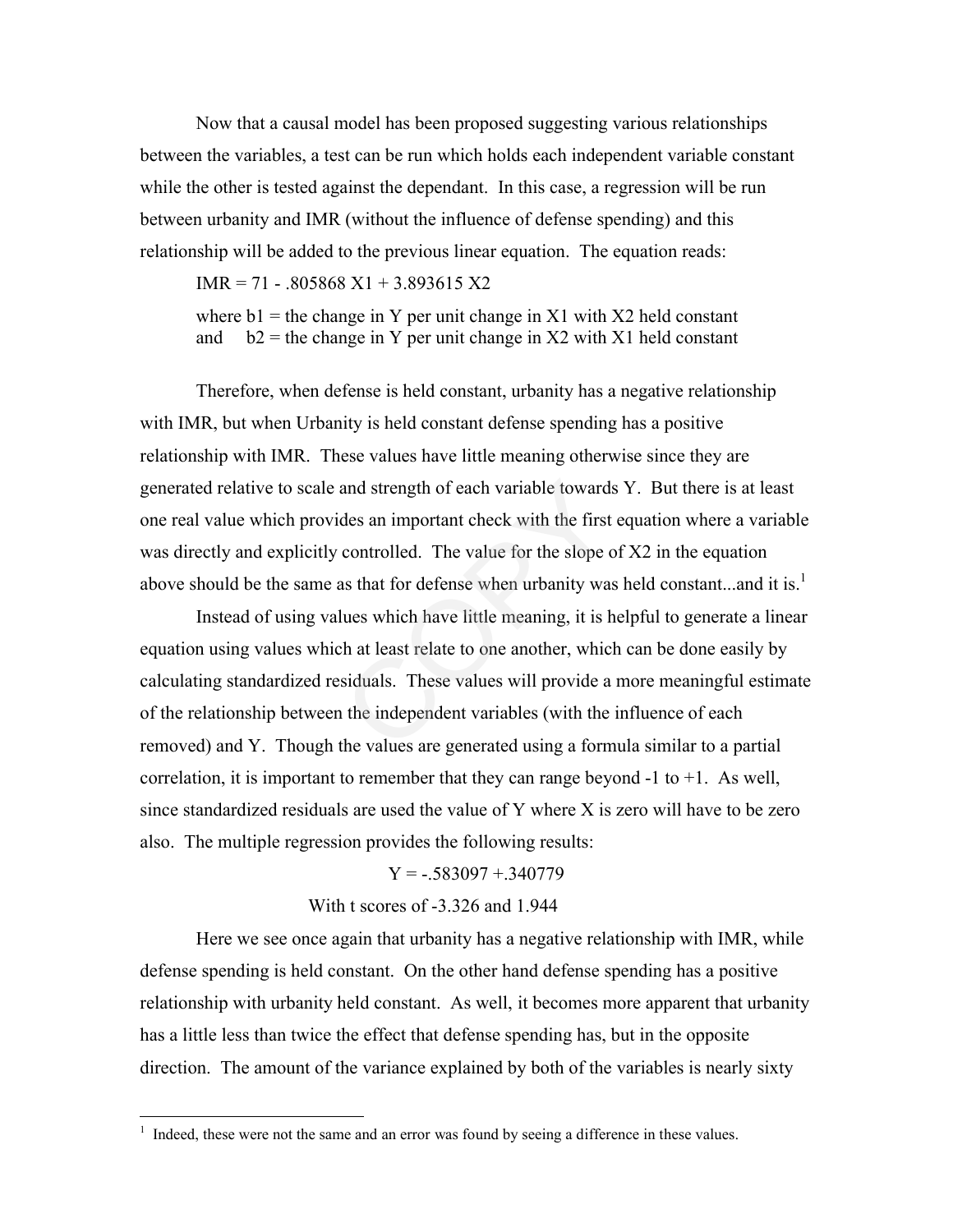Now that a causal model has been proposed suggesting various relationships between the variables, a test can be run which holds each independent variable constant while the other is tested against the dependant. In this case, a regression will be run between urbanity and IMR (without the influence of defense spending) and this relationship will be added to the previous linear equation. The equation reads:

$$IMR = 71 - .805868\, X1 + 3.893615\, X2$$

where b1 = the change in Y per unit change in X1 with X2 held constant
and b2 = the change in Y per unit change in X2 with X1 held constant

Therefore, when defense is held constant, urbanity has a negative relationship with IMR, but when Urbanity is held constant defense spending has a positive relationship with IMR. These values have little meaning otherwise since they are generated relative to scale and strength of each variable towards Y. But there is at least one real value which provides an important check with the first equation where a variable was directly and explicitly controlled. The value for the slope of X2 in the equation above should be the same as that for defense when urbanity was held constant...and it is.[1]

Instead of using values which have little meaning, it is helpful to generate a linear equation using values which at least relate to one another, which can be done easily by calculating standardized residuals. These values will provide a more meaningful estimate of the relationship between the independent variables (with the influence of each removed) and Y. Though the values are generated using a formula similar to a partial correlation, it is important to remember that they can range beyond -1 to +1. As well, since standardized residuals are used the value of Y where X is zero will have to be zero also. The multiple regression provides the following results:

$$Y = -.583097 + .340779$$

With t scores of -3.326 and 1.944

Here we see once again that urbanity has a negative relationship with IMR, while defense spending is held constant. On the other hand defense spending has a positive relationship with urbanity held constant. As well, it becomes more apparent that urbanity has a little less than twice the effect that defense spending has, but in the opposite direction. The amount of the variance explained by both of the variables is nearly sixty

---

[1] Indeed, these were not the same and an error was found by seeing a difference in these values.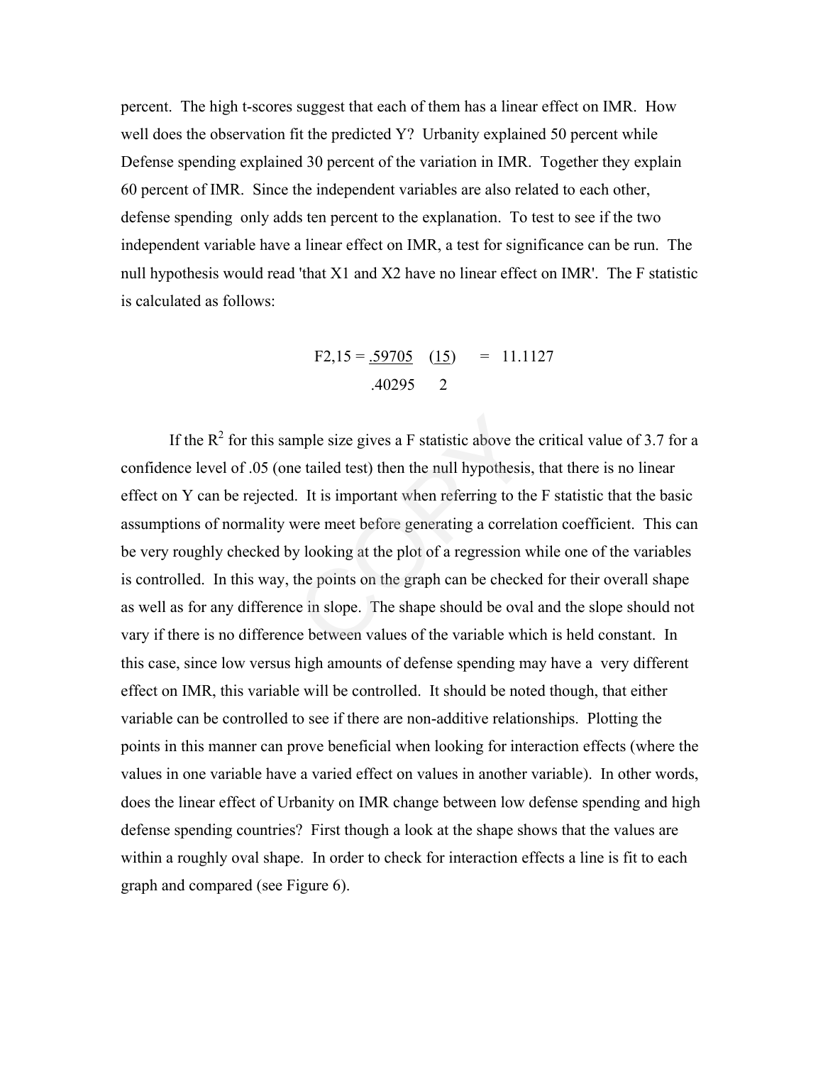percent. The high t-scores suggest that each of them has a linear effect on IMR. How well does the observation fit the predicted Y? Urbanity explained 50 percent while Defense spending explained 30 percent of the variation in IMR. Together they explain 60 percent of IMR. Since the independent variables are also related to each other, defense spending only adds ten percent to the explanation. To test to see if the two independent variable have a linear effect on IMR, a test for significance can be run. The null hypothesis would read 'that X1 and X2 have no linear effect on IMR'. The F statistic is calculated as follows:

$$F_{2,15} = \frac{.59705}{.40295} \left(\frac{15}{2}\right) = 11.1127$$

If the $R^2$ for this sample size gives a F statistic above the critical value of 3.7 for a confidence level of .05 (one tailed test) then the null hypothesis, that there is no linear effect on Y can be rejected. It is important when referring to the F statistic that the basic assumptions of normality were meet before generating a correlation coefficient. This can be very roughly checked by looking at the plot of a regression while one of the variables is controlled. In this way, the points on the graph can be checked for their overall shape as well as for any difference in slope. The shape should be oval and the slope should not vary if there is no difference between values of the variable which is held constant. In this case, since low versus high amounts of defense spending may have a very different effect on IMR, this variable will be controlled. It should be noted though, that either variable can be controlled to see if there are non-additive relationships. Plotting the points in this manner can prove beneficial when looking for interaction effects (where the values in one variable have a varied effect on values in another variable). In other words, does the linear effect of Urbanity on IMR change between low defense spending and high defense spending countries? First though a look at the shape shows that the values are within a roughly oval shape. In order to check for interaction effects a line is fit to each graph and compared (see Figure 6).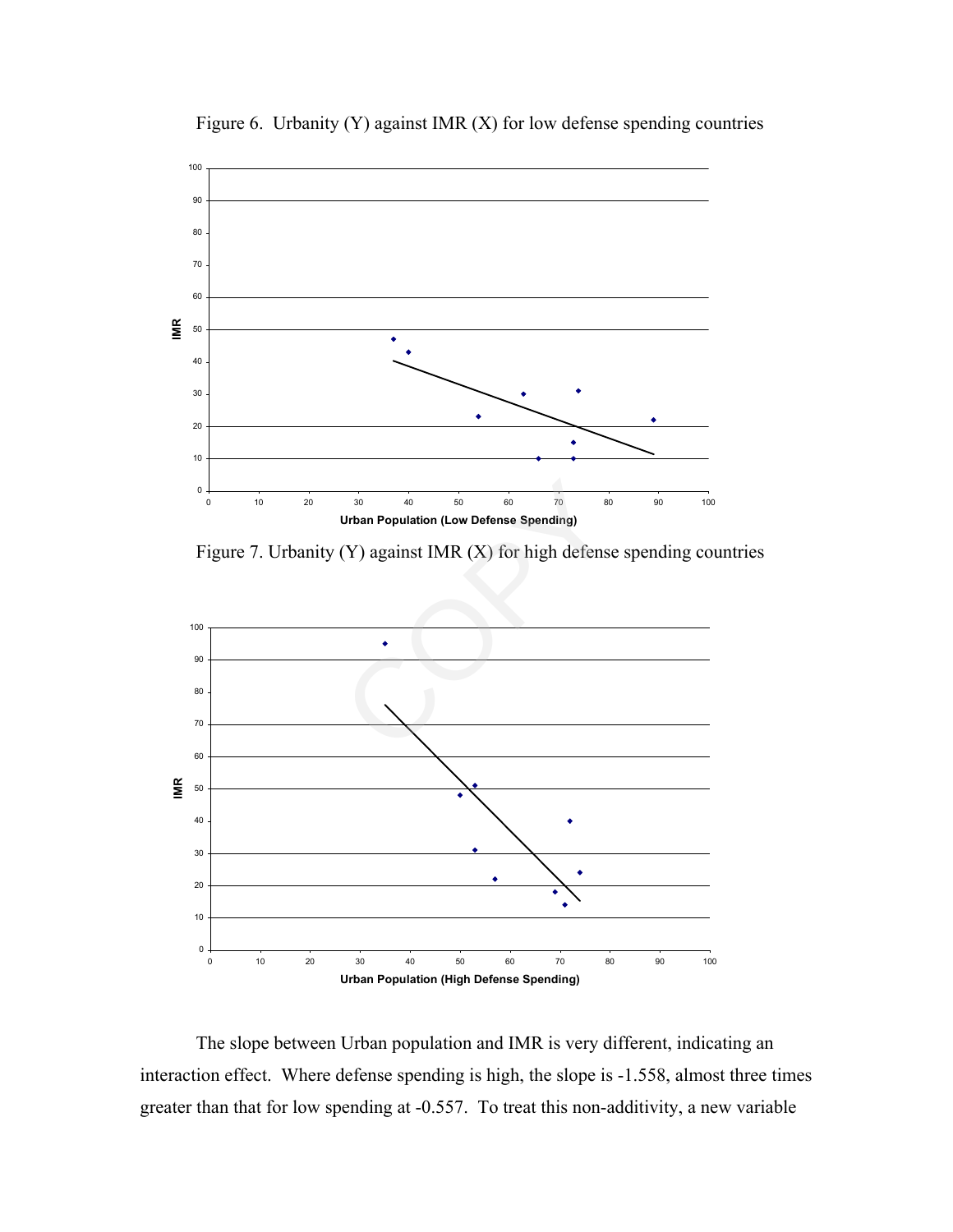Figure 6. Urbanity (Y) against IMR (X) for low defense spending countries

Figure 7. Urbanity (Y) against IMR (X) for high defense spending countries

The slope between Urban population and IMR is very different, indicating an interaction effect. Where defense spending is high, the slope is -1.558, almost three times greater than that for low spending at -0.557. To treat this non-additivity, a new variable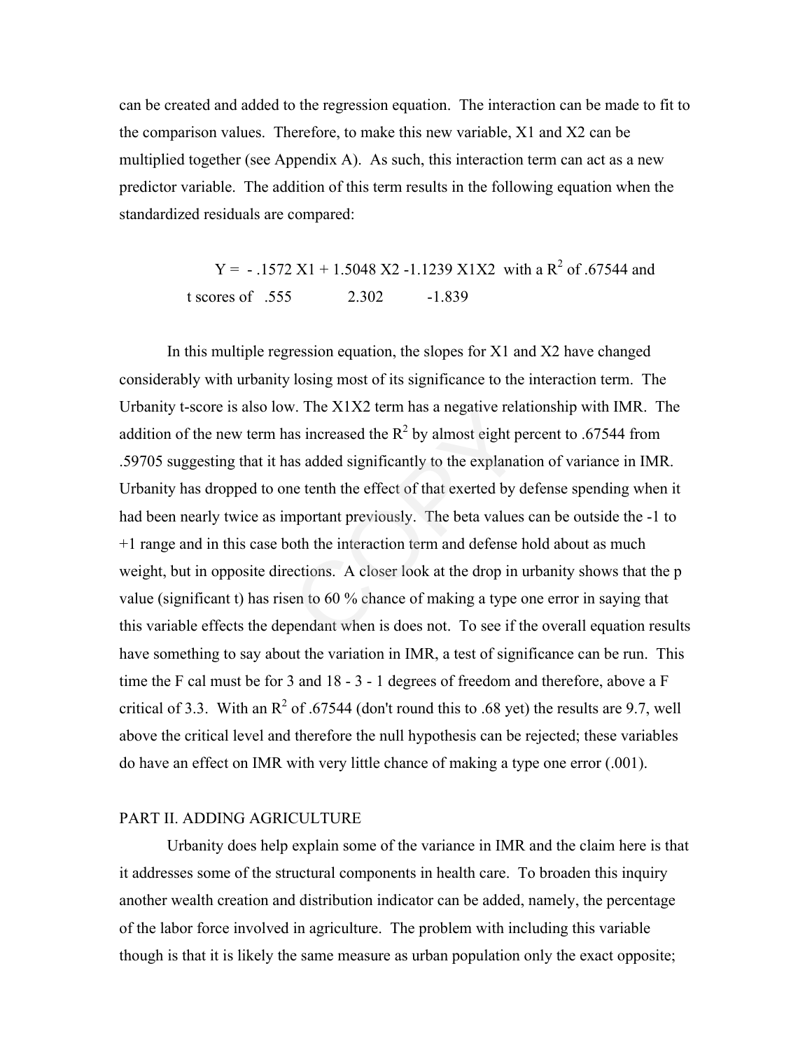can be created and added to the regression equation. The interaction can be made to fit to the comparison values. Therefore, to make this new variable, X1 and X2 can be multiplied together (see Appendix A). As such, this interaction term can act as a new predictor variable. The addition of this term results in the following equation when the standardized residuals are compared:

$$Y = -.1572\ X1 + 1.5048\ X2 - 1.1239\ X1X2 \quad \text{with a } R^2 \text{ of } .67544 \text{ and}$$

t scores of .555 2.302 -1.839

In this multiple regression equation, the slopes for X1 and X2 have changed considerably with urbanity losing most of its significance to the interaction term. The Urbanity t-score is also low. The X1X2 term has a negative relationship with IMR. The addition of the new term has increased the $R^2$ by almost eight percent to .67544 from .59705 suggesting that it has added significantly to the explanation of variance in IMR. Urbanity has dropped to one tenth the effect of that exerted by defense spending when it had been nearly twice as important previously. The beta values can be outside the -1 to +1 range and in this case both the interaction term and defense hold about as much weight, but in opposite directions. A closer look at the drop in urbanity shows that the p value (significant t) has risen to 60 % chance of making a type one error in saying that this variable effects the dependant when is does not. To see if the overall equation results have something to say about the variation in IMR, a test of significance can be run. This time the F cal must be for 3 and 18 - 3 - 1 degrees of freedom and therefore, above a F critical of 3.3. With an $R^2$ of .67544 (don't round this to .68 yet) the results are 9.7, well above the critical level and therefore the null hypothesis can be rejected; these variables do have an effect on IMR with very little chance of making a type one error (.001).

## PART II. ADDING AGRICULTURE

Urbanity does help explain some of the variance in IMR and the claim here is that it addresses some of the structural components in health care. To broaden this inquiry another wealth creation and distribution indicator can be added, namely, the percentage of the labor force involved in agriculture. The problem with including this variable though is that it is likely the same measure as urban population only the exact opposite;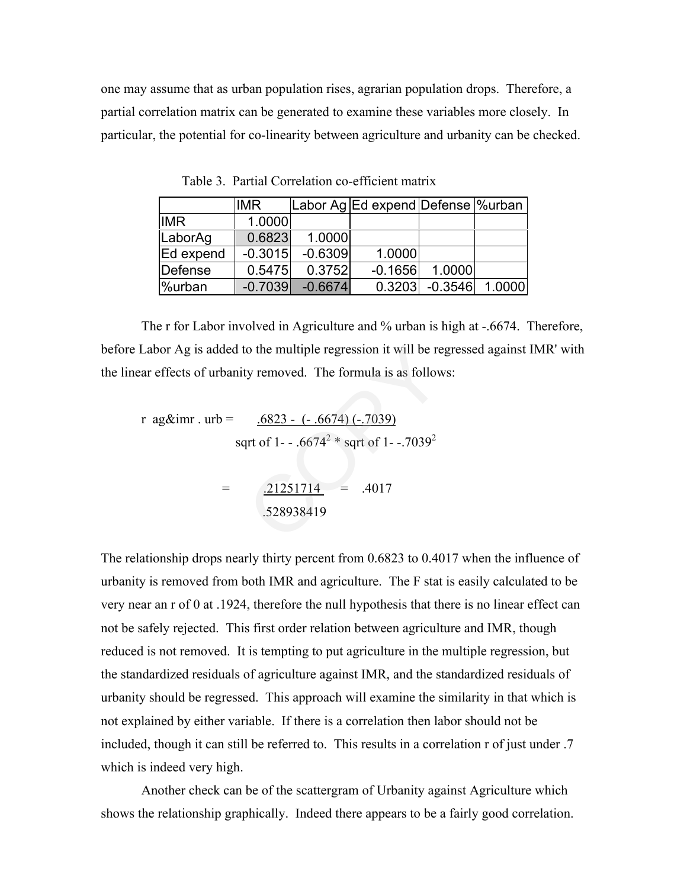one may assume that as urban population rises, agrarian population drops. Therefore, a partial correlation matrix can be generated to examine these variables more closely. In particular, the potential for co-linearity between agriculture and urbanity can be checked.

Table 3. Partial Correlation co-efficient matrix

| | IMR | Labor Ag | Ed expend | Defense | %urban |
|---|---|---|---|---|---|
| IMR | 1.0000 | | | | |
| LaborAg | 0.6823 | 1.0000 | | | |
| Ed expend | -0.3015 | -0.6309 | 1.0000 | | |
| Defense | 0.5475 | 0.3752 | -0.1656 | 1.0000 | |
| %urban | -0.7039 | -0.6674 | 0.3203 | -0.3546 | 1.0000 |

The r for Labor involved in Agriculture and % urban is high at -.6674. Therefore, before Labor Ag is added to the multiple regression it will be regressed against IMR' with the linear effects of urbanity removed. The formula is as follows:

$$r\ ag\&imr\ .\ urb = \frac{.6823 - (-.6674)(-.7039)}{\text{sqrt of } 1 - -.6674^2 * \text{sqrt of } 1 - -.7039^2}$$

$$= \frac{.21251714}{.528938419} = .4017$$

The relationship drops nearly thirty percent from 0.6823 to 0.4017 when the influence of urbanity is removed from both IMR and agriculture. The F stat is easily calculated to be very near an r of 0 at .1924, therefore the null hypothesis that there is no linear effect can not be safely rejected. This first order relation between agriculture and IMR, though reduced is not removed. It is tempting to put agriculture in the multiple regression, but the standardized residuals of agriculture against IMR, and the standardized residuals of urbanity should be regressed. This approach will examine the similarity in that which is not explained by either variable. If there is a correlation then labor should not be included, though it can still be referred to. This results in a correlation r of just under .7 which is indeed very high.

Another check can be of the scattergram of Urbanity against Agriculture which shows the relationship graphically. Indeed there appears to be a fairly good correlation.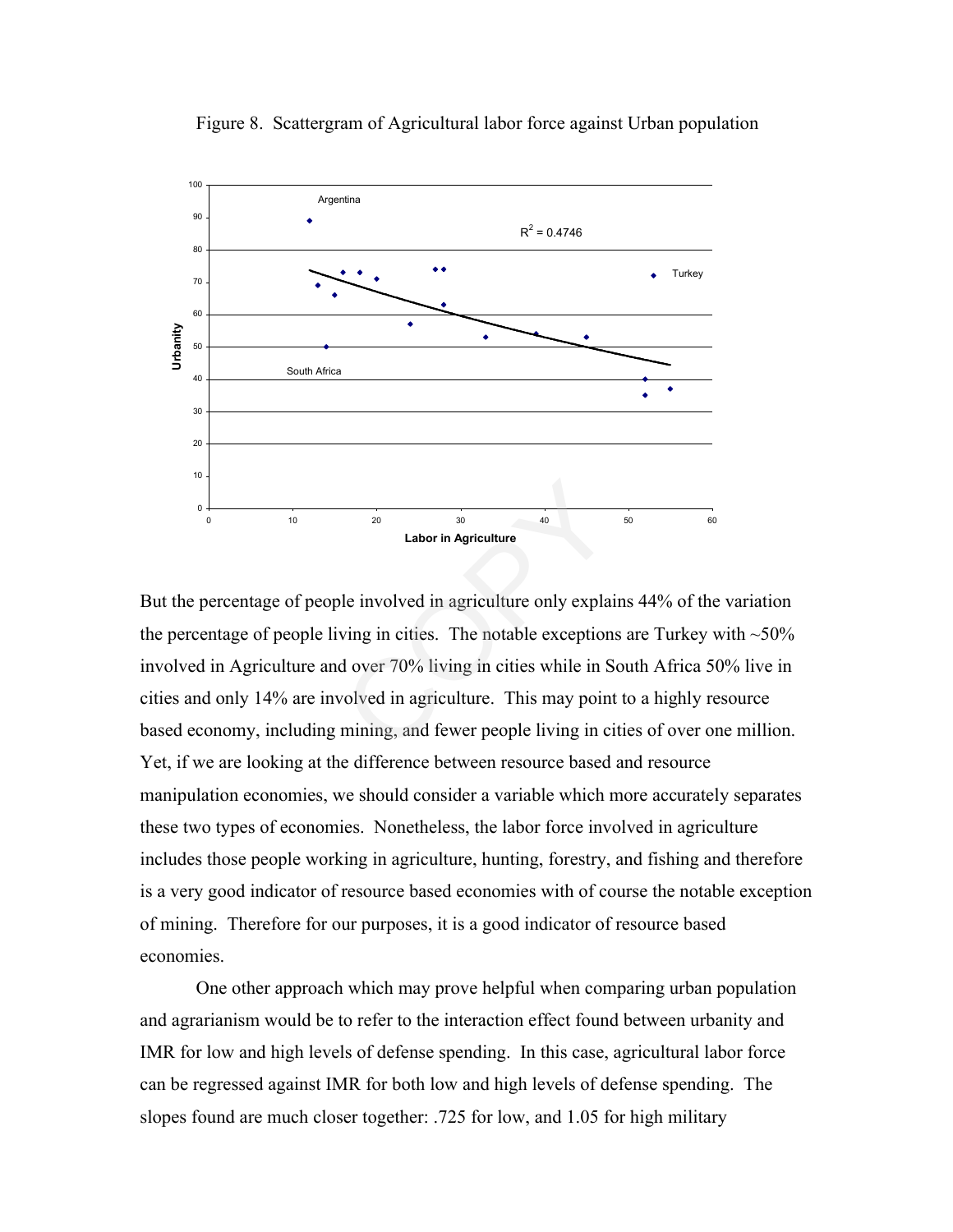Figure 8. Scattergram of Agricultural labor force against Urban population

But the percentage of people involved in agriculture only explains 44% of the variation the percentage of people living in cities. The notable exceptions are Turkey with ~50% involved in Agriculture and over 70% living in cities while in South Africa 50% live in cities and only 14% are involved in agriculture. This may point to a highly resource based economy, including mining, and fewer people living in cities of over one million. Yet, if we are looking at the difference between resource based and resource manipulation economies, we should consider a variable which more accurately separates these two types of economies. Nonetheless, the labor force involved in agriculture includes those people working in agriculture, hunting, forestry, and fishing and therefore is a very good indicator of resource based economies with of course the notable exception of mining. Therefore for our purposes, it is a good indicator of resource based economies.

One other approach which may prove helpful when comparing urban population and agrarianism would be to refer to the interaction effect found between urbanity and IMR for low and high levels of defense spending. In this case, agricultural labor force can be regressed against IMR for both low and high levels of defense spending. The slopes found are much closer together: .725 for low, and 1.05 for high military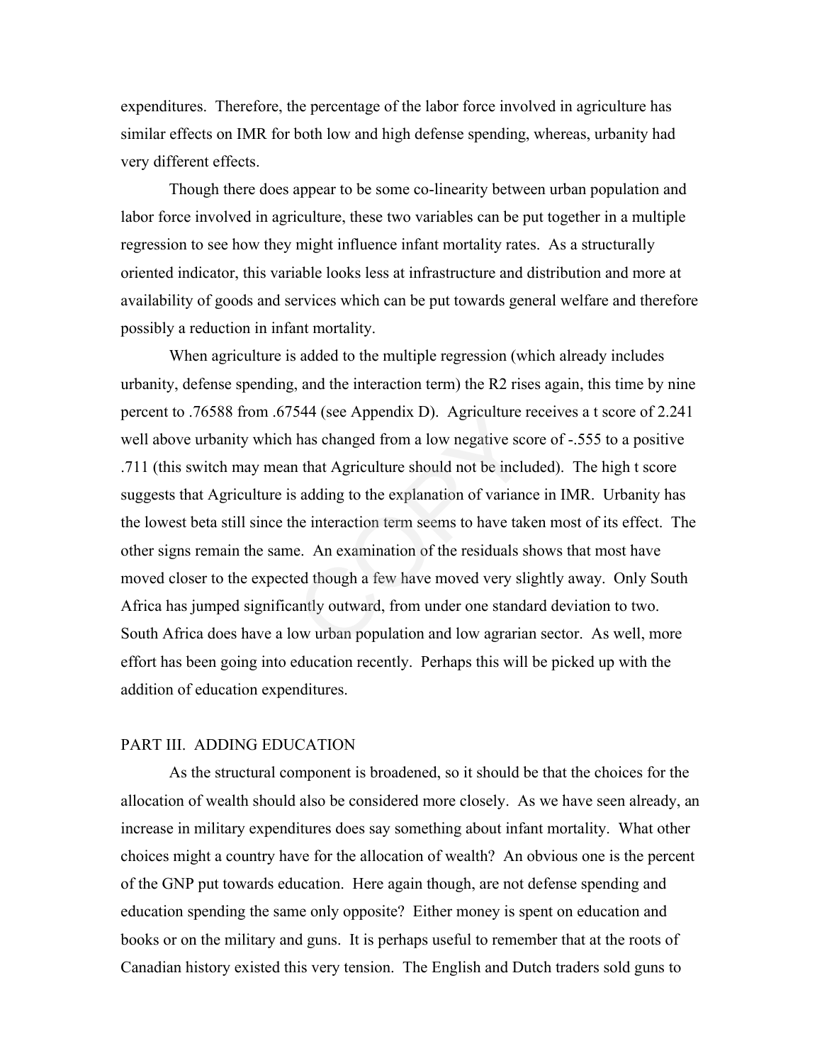expenditures. Therefore, the percentage of the labor force involved in agriculture has similar effects on IMR for both low and high defense spending, whereas, urbanity had very different effects.

Though there does appear to be some co-linearity between urban population and labor force involved in agriculture, these two variables can be put together in a multiple regression to see how they might influence infant mortality rates. As a structurally oriented indicator, this variable looks less at infrastructure and distribution and more at availability of goods and services which can be put towards general welfare and therefore possibly a reduction in infant mortality.

When agriculture is added to the multiple regression (which already includes urbanity, defense spending, and the interaction term) the R2 rises again, this time by nine percent to .76588 from .67544 (see Appendix D). Agriculture receives a t score of 2.241 well above urbanity which has changed from a low negative score of -.555 to a positive .711 (this switch may mean that Agriculture should not be included). The high t score suggests that Agriculture is adding to the explanation of variance in IMR. Urbanity has the lowest beta still since the interaction term seems to have taken most of its effect. The other signs remain the same. An examination of the residuals shows that most have moved closer to the expected though a few have moved very slightly away. Only South Africa has jumped significantly outward, from under one standard deviation to two. South Africa does have a low urban population and low agrarian sector. As well, more effort has been going into education recently. Perhaps this will be picked up with the addition of education expenditures.

## PART III. ADDING EDUCATION

As the structural component is broadened, so it should be that the choices for the allocation of wealth should also be considered more closely. As we have seen already, an increase in military expenditures does say something about infant mortality. What other choices might a country have for the allocation of wealth? An obvious one is the percent of the GNP put towards education. Here again though, are not defense spending and education spending the same only opposite? Either money is spent on education and books or on the military and guns. It is perhaps useful to remember that at the roots of Canadian history existed this very tension. The English and Dutch traders sold guns to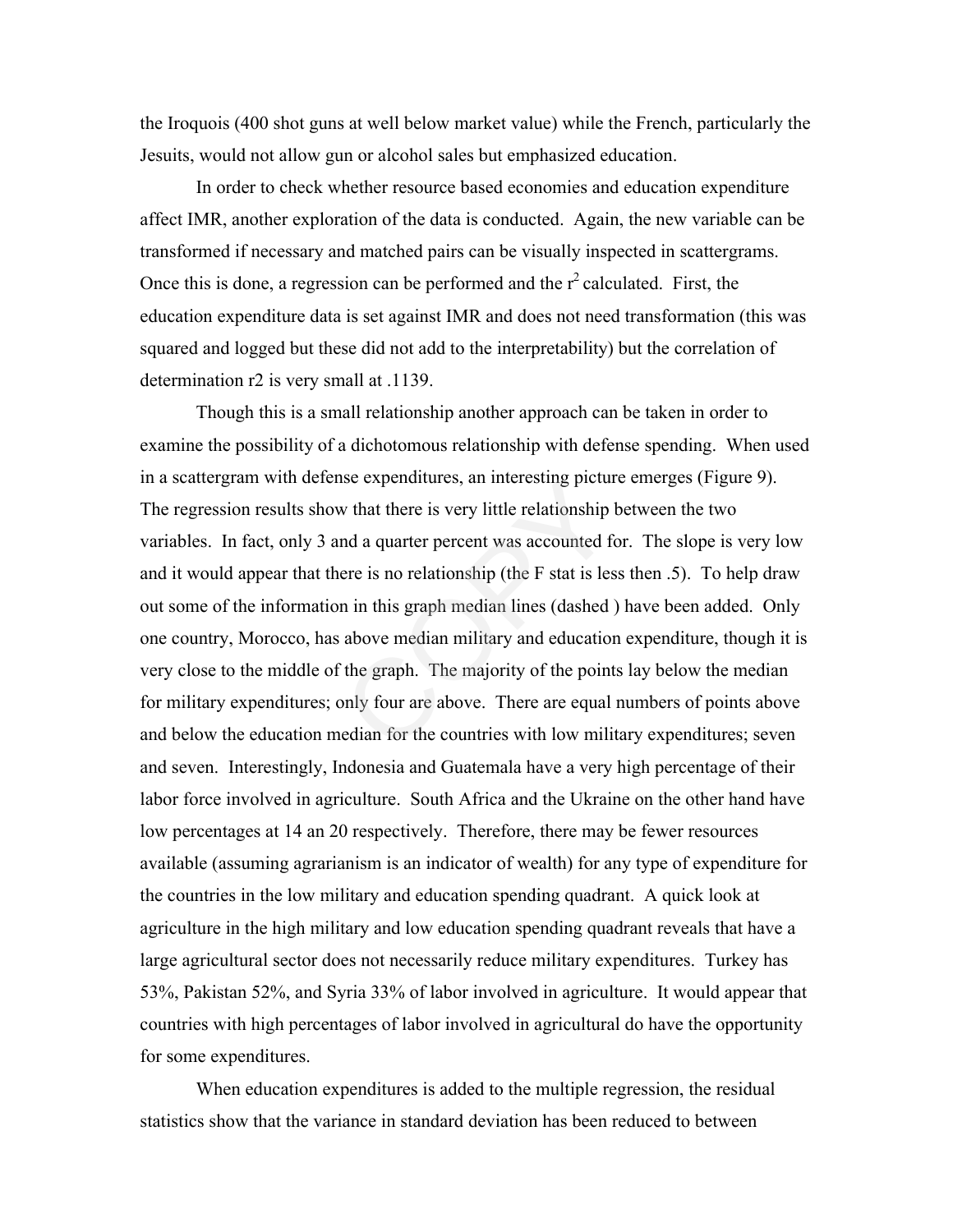the Iroquois (400 shot guns at well below market value) while the French, particularly the Jesuits, would not allow gun or alcohol sales but emphasized education.

In order to check whether resource based economies and education expenditure affect IMR, another exploration of the data is conducted. Again, the new variable can be transformed if necessary and matched pairs can be visually inspected in scattergrams. Once this is done, a regression can be performed and the $r^2$ calculated. First, the education expenditure data is set against IMR and does not need transformation (this was squared and logged but these did not add to the interpretability) but the correlation of determination r2 is very small at .1139.

Though this is a small relationship another approach can be taken in order to examine the possibility of a dichotomous relationship with defense spending. When used in a scattergram with defense expenditures, an interesting picture emerges (Figure 9). The regression results show that there is very little relationship between the two variables. In fact, only 3 and a quarter percent was accounted for. The slope is very low and it would appear that there is no relationship (the F stat is less then .5). To help draw out some of the information in this graph median lines (dashed ) have been added. Only one country, Morocco, has above median military and education expenditure, though it is very close to the middle of the graph. The majority of the points lay below the median for military expenditures; only four are above. There are equal numbers of points above and below the education median for the countries with low military expenditures; seven and seven. Interestingly, Indonesia and Guatemala have a very high percentage of their labor force involved in agriculture. South Africa and the Ukraine on the other hand have low percentages at 14 an 20 respectively. Therefore, there may be fewer resources available (assuming agrarianism is an indicator of wealth) for any type of expenditure for the countries in the low military and education spending quadrant. A quick look at agriculture in the high military and low education spending quadrant reveals that have a large agricultural sector does not necessarily reduce military expenditures. Turkey has 53%, Pakistan 52%, and Syria 33% of labor involved in agriculture. It would appear that countries with high percentages of labor involved in agricultural do have the opportunity for some expenditures.

When education expenditures is added to the multiple regression, the residual statistics show that the variance in standard deviation has been reduced to between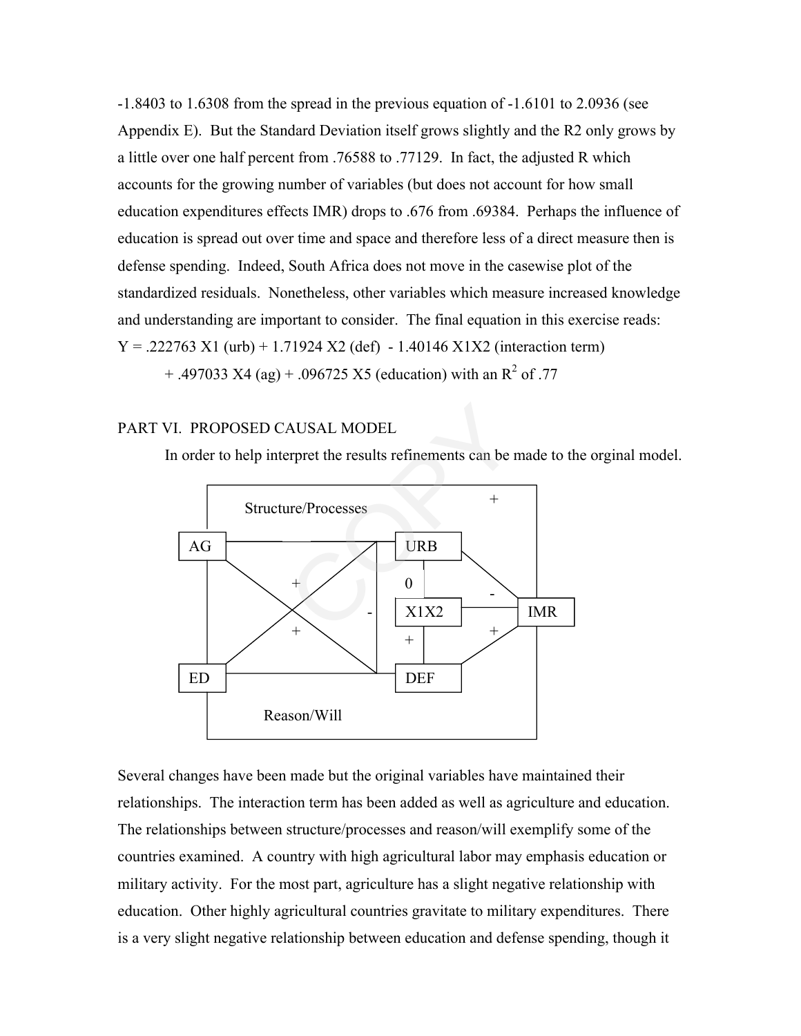-1.8403 to 1.6308 from the spread in the previous equation of -1.6101 to 2.0936 (see Appendix E). But the Standard Deviation itself grows slightly and the R2 only grows by a little over one half percent from .76588 to .77129. In fact, the adjusted R which accounts for the growing number of variables (but does not account for how small education expenditures effects IMR) drops to .676 from .69384. Perhaps the influence of education is spread out over time and space and therefore less of a direct measure then is defense spending. Indeed, South Africa does not move in the casewise plot of the standardized residuals. Nonetheless, other variables which measure increased knowledge and understanding are important to consider. The final equation in this exercise reads:

$$Y = .222763\ X1\ (\text{urb}) + 1.71924\ X2\ (\text{def}) - 1.40146\ X1X2\ (\text{interaction term}) + .497033\ X4\ (\text{ag}) + .096725\ X5\ (\text{education})$$ with an $R^2$ of .77

PART VI. PROPOSED CAUSAL MODEL

In order to help interpret the results refinements can be made to the orginal model.

Structure/Processes

AG — URB — X1X2 — IMR — ED — DEF

Reason/Will

Several changes have been made but the original variables have maintained their relationships. The interaction term has been added as well as agriculture and education. The relationships between structure/processes and reason/will exemplify some of the countries examined. A country with high agricultural labor may emphasis education or military activity. For the most part, agriculture has a slight negative relationship with education. Other highly agricultural countries gravitate to military expenditures. There is a very slight negative relationship between education and defense spending, though it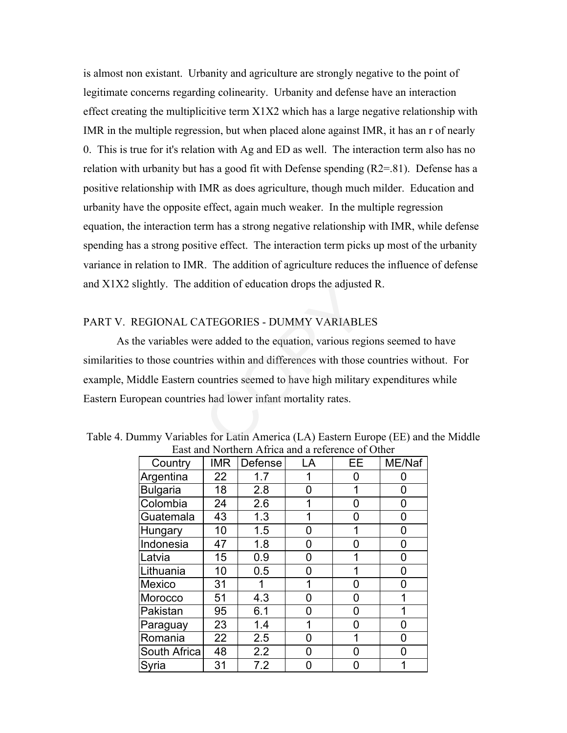is almost non existant. Urbanity and agriculture are strongly negative to the point of legitimate concerns regarding colinearity. Urbanity and defense have an interaction effect creating the multiplicitive term X1X2 which has a large negative relationship with IMR in the multiple regression, but when placed alone against IMR, it has an r of nearly 0. This is true for it's relation with Ag and ED as well. The interaction term also has no relation with urbanity but has a good fit with Defense spending ($R2=.81$). Defense has a positive relationship with IMR as does agriculture, though much milder. Education and urbanity have the opposite effect, again much weaker. In the multiple regression equation, the interaction term has a strong negative relationship with IMR, while defense spending has a strong positive effect. The interaction term picks up most of the urbanity variance in relation to IMR. The addition of agriculture reduces the influence of defense and X1X2 slightly. The addition of education drops the adjusted R.

## PART V. REGIONAL CATEGORIES - DUMMY VARIABLES

As the variables were added to the equation, various regions seemed to have similarities to those countries within and differences with those countries without. For example, Middle Eastern countries seemed to have high military expenditures while Eastern European countries had lower infant mortality rates.

Table 4. Dummy Variables for Latin America (LA) Eastern Europe (EE) and the Middle East and Northern Africa and a reference of Other

| Country | IMR | Defense | LA | EE | ME/Naf |
|---|---|---|---|---|---|
| Argentina | 22 | 1.7 | 1 | 0 | 0 |
| Bulgaria | 18 | 2.8 | 0 | 1 | 0 |
| Colombia | 24 | 2.6 | 1 | 0 | 0 |
| Guatemala | 43 | 1.3 | 1 | 0 | 0 |
| Hungary | 10 | 1.5 | 0 | 1 | 0 |
| Indonesia | 47 | 1.8 | 0 | 0 | 0 |
| Latvia | 15 | 0.9 | 0 | 1 | 0 |
| Lithuania | 10 | 0.5 | 0 | 1 | 0 |
| Mexico | 31 | 1 | 1 | 0 | 0 |
| Morocco | 51 | 4.3 | 0 | 0 | 1 |
| Pakistan | 95 | 6.1 | 0 | 0 | 1 |
| Paraguay | 23 | 1.4 | 1 | 0 | 0 |
| Romania | 22 | 2.5 | 0 | 1 | 0 |
| South Africa | 48 | 2.2 | 0 | 0 | 0 |
| Syria | 31 | 7.2 | 0 | 0 | 1 |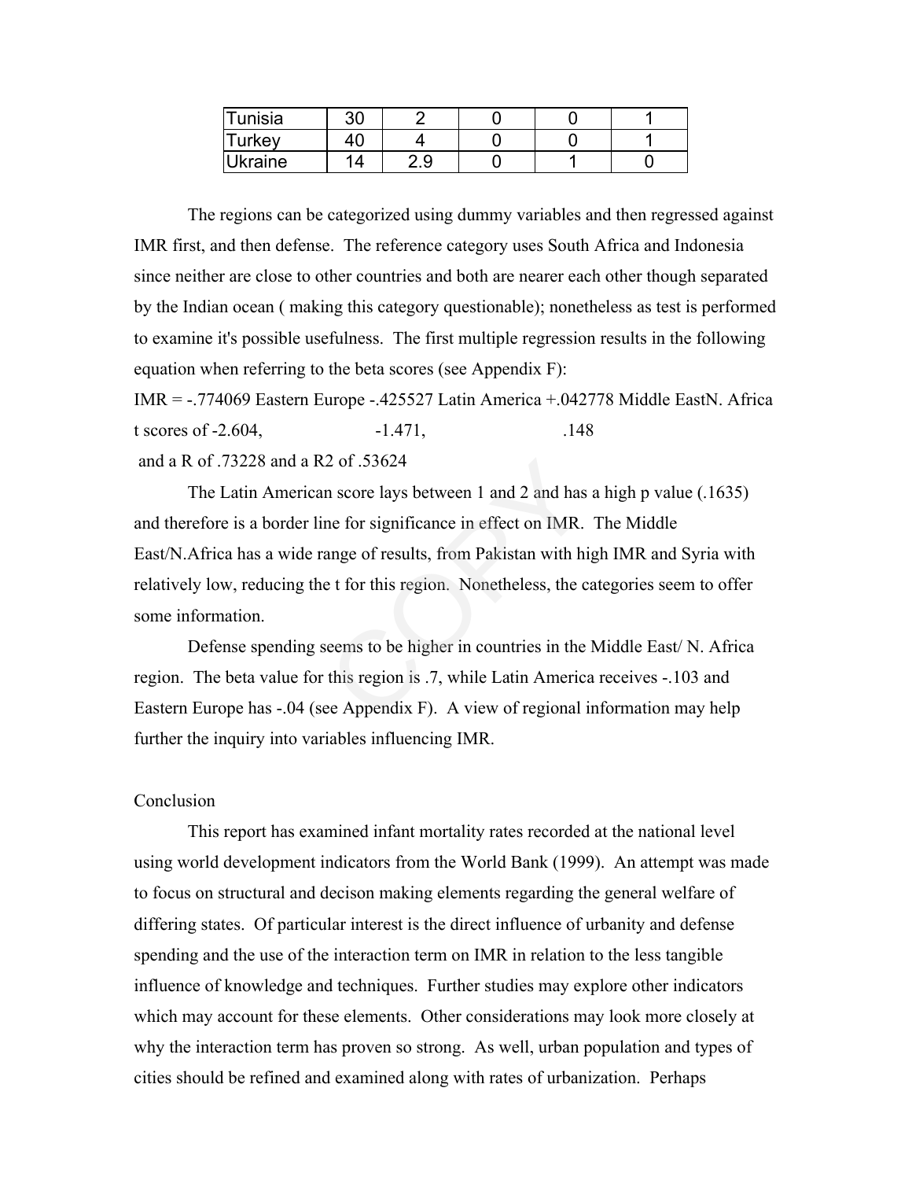| Tunisia | 30 | 2 | 0 | 0 | 1 |
|---|---|---|---|---|---|
| Turkey | 40 | 4 | 0 | 0 | 1 |
| Ukraine | 14 | 2.9 | 0 | 1 | 0 |

The regions can be categorized using dummy variables and then regressed against IMR first, and then defense. The reference category uses South Africa and Indonesia since neither are close to other countries and both are nearer each other though separated by the Indian ocean ( making this category questionable); nonetheless as test is performed to examine it's possible usefulness. The first multiple regression results in the following equation when referring to the beta scores (see Appendix F):

IMR = -.774069 Eastern Europe -.425527 Latin America +.042778 Middle EastN. Africa

t scores of -2.604, -1.471, .148

and a R of .73228 and a R2 of .53624

The Latin American score lays between 1 and 2 and has a high p value (.1635) and therefore is a border line for significance in effect on IMR. The Middle East/N.Africa has a wide range of results, from Pakistan with high IMR and Syria with relatively low, reducing the t for this region. Nonetheless, the categories seem to offer some information.

Defense spending seems to be higher in countries in the Middle East/ N. Africa region. The beta value for this region is .7, while Latin America receives -.103 and Eastern Europe has -.04 (see Appendix F). A view of regional information may help further the inquiry into variables influencing IMR.

## Conclusion

This report has examined infant mortality rates recorded at the national level using world development indicators from the World Bank (1999). An attempt was made to focus on structural and decison making elements regarding the general welfare of differing states. Of particular interest is the direct influence of urbanity and defense spending and the use of the interaction term on IMR in relation to the less tangible influence of knowledge and techniques. Further studies may explore other indicators which may account for these elements. Other considerations may look more closely at why the interaction term has proven so strong. As well, urban population and types of cities should be refined and examined along with rates of urbanization. Perhaps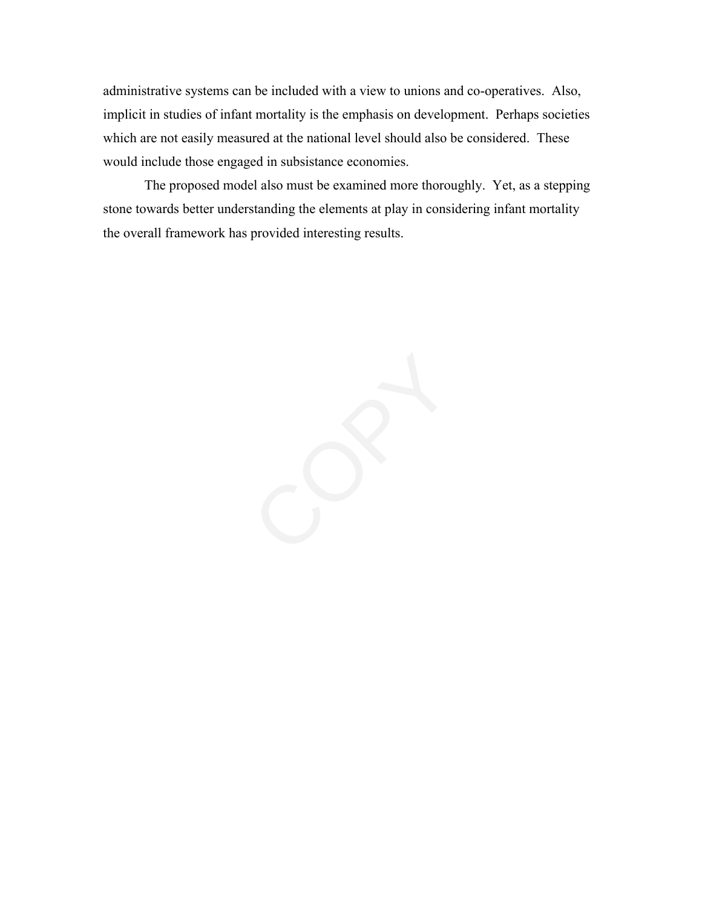administrative systems can be included with a view to unions and co-operatives. Also, implicit in studies of infant mortality is the emphasis on development. Perhaps societies which are not easily measured at the national level should also be considered. These would include those engaged in subsistance economies.

The proposed model also must be examined more thoroughly. Yet, as a stepping stone towards better understanding the elements at play in considering infant mortality the overall framework has provided interesting results.